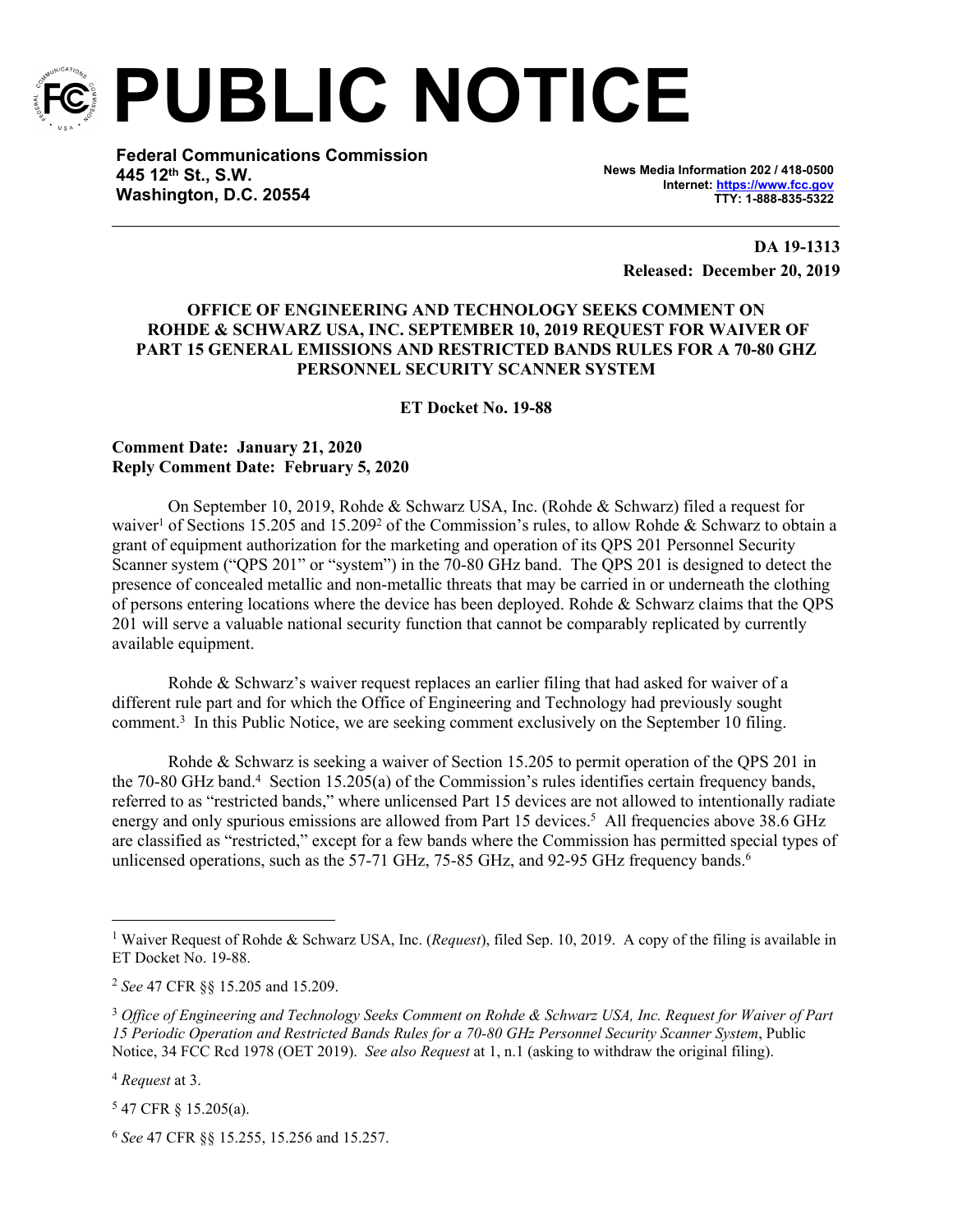# PUBLIC NOTICE

**Federal Communications Commission**
**445 12th St., S.W.**
**Washington, D.C. 20554**

**News Media Information 202 / 418-0500**
**Internet: https://www.fcc.gov**
**TTY: 1-888-835-5322**

**DA 19-1313**
**Released: December 20, 2019**

**OFFICE OF ENGINEERING AND TECHNOLOGY SEEKS COMMENT ON ROHDE & SCHWARZ USA, INC. SEPTEMBER 10, 2019 REQUEST FOR WAIVER OF PART 15 GENERAL EMISSIONS AND RESTRICTED BANDS RULES FOR A 70-80 GHZ PERSONNEL SECURITY SCANNER SYSTEM**

**ET Docket No. 19-88**

**Comment Date: January 21, 2020**
**Reply Comment Date: February 5, 2020**

On September 10, 2019, Rohde & Schwarz USA, Inc. (Rohde & Schwarz) filed a request for waiver[1] of Sections 15.205 and 15.209[2] of the Commission's rules, to allow Rohde & Schwarz to obtain a grant of equipment authorization for the marketing and operation of its QPS 201 Personnel Security Scanner system ("QPS 201" or "system") in the 70-80 GHz band. The QPS 201 is designed to detect the presence of concealed metallic and non-metallic threats that may be carried in or underneath the clothing of persons entering locations where the device has been deployed. Rohde & Schwarz claims that the QPS 201 will serve a valuable national security function that cannot be comparably replicated by currently available equipment.

Rohde & Schwarz's waiver request replaces an earlier filing that had asked for waiver of a different rule part and for which the Office of Engineering and Technology had previously sought comment.[3] In this Public Notice, we are seeking comment exclusively on the September 10 filing.

Rohde & Schwarz is seeking a waiver of Section 15.205 to permit operation of the QPS 201 in the 70-80 GHz band.[4] Section 15.205(a) of the Commission's rules identifies certain frequency bands, referred to as "restricted bands," where unlicensed Part 15 devices are not allowed to intentionally radiate energy and only spurious emissions are allowed from Part 15 devices.[5] All frequencies above 38.6 GHz are classified as "restricted," except for a few bands where the Commission has permitted special types of unlicensed operations, such as the 57-71 GHz, 75-85 GHz, and 92-95 GHz frequency bands.[6]

---

[1] Waiver Request of Rohde & Schwarz USA, Inc. (*Request*), filed Sep. 10, 2019. A copy of the filing is available in ET Docket No. 19-88.

[2] *See* 47 CFR §§ 15.205 and 15.209.

[3] *Office of Engineering and Technology Seeks Comment on Rohde & Schwarz USA, Inc. Request for Waiver of Part 15 Periodic Operation and Restricted Bands Rules for a 70-80 GHz Personnel Security Scanner System*, Public Notice, 34 FCC Rcd 1978 (OET 2019). *See also Request* at 1, n.1 (asking to withdraw the original filing).

[4] *Request* at 3.

[5] 47 CFR § 15.205(a).

[6] *See* 47 CFR §§ 15.255, 15.256 and 15.257.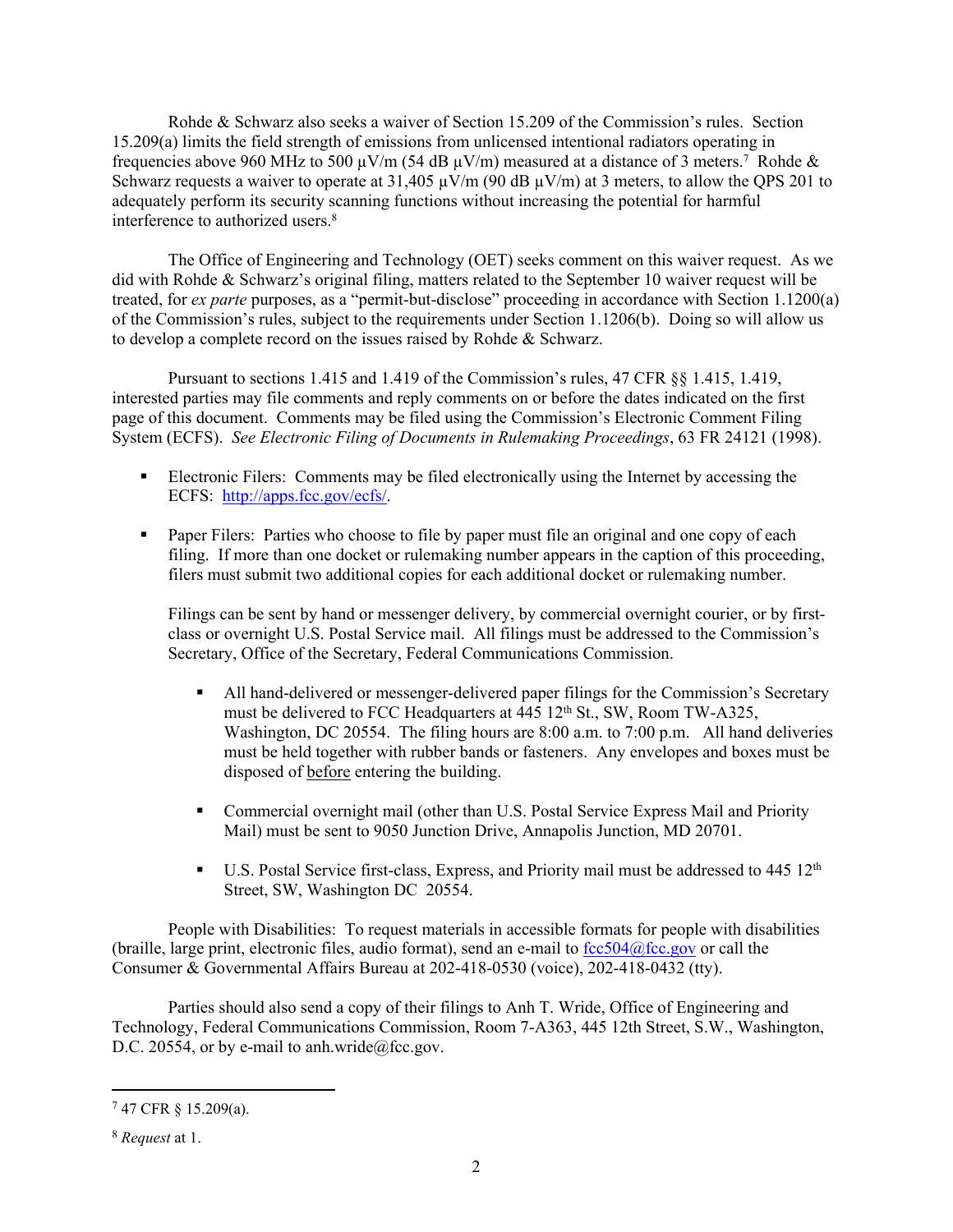Rohde & Schwarz also seeks a waiver of Section 15.209 of the Commission's rules. Section 15.209(a) limits the field strength of emissions from unlicensed intentional radiators operating in frequencies above 960 MHz to 500 µV/m (54 dB µV/m) measured at a distance of 3 meters.[7] Rohde & Schwarz requests a waiver to operate at 31,405 µV/m (90 dB µV/m) at 3 meters, to allow the QPS 201 to adequately perform its security scanning functions without increasing the potential for harmful interference to authorized users.[8]

The Office of Engineering and Technology (OET) seeks comment on this waiver request. As we did with Rohde & Schwarz's original filing, matters related to the September 10 waiver request will be treated, for *ex parte* purposes, as a "permit-but-disclose" proceeding in accordance with Section 1.1200(a) of the Commission's rules, subject to the requirements under Section 1.1206(b). Doing so will allow us to develop a complete record on the issues raised by Rohde & Schwarz.

Pursuant to sections 1.415 and 1.419 of the Commission's rules, 47 CFR §§ 1.415, 1.419, interested parties may file comments and reply comments on or before the dates indicated on the first page of this document. Comments may be filed using the Commission's Electronic Comment Filing System (ECFS). *See Electronic Filing of Documents in Rulemaking Proceedings*, 63 FR 24121 (1998).

- Electronic Filers: Comments may be filed electronically using the Internet by accessing the ECFS: http://apps.fcc.gov/ecfs/.

- Paper Filers: Parties who choose to file by paper must file an original and one copy of each filing. If more than one docket or rulemaking number appears in the caption of this proceeding, filers must submit two additional copies for each additional docket or rulemaking number.

  Filings can be sent by hand or messenger delivery, by commercial overnight courier, or by first-class or overnight U.S. Postal Service mail. All filings must be addressed to the Commission's Secretary, Office of the Secretary, Federal Communications Commission.

  - All hand-delivered or messenger-delivered paper filings for the Commission's Secretary must be delivered to FCC Headquarters at 445 12th St., SW, Room TW-A325, Washington, DC 20554. The filing hours are 8:00 a.m. to 7:00 p.m. All hand deliveries must be held together with rubber bands or fasteners. Any envelopes and boxes must be disposed of before entering the building.

  - Commercial overnight mail (other than U.S. Postal Service Express Mail and Priority Mail) must be sent to 9050 Junction Drive, Annapolis Junction, MD 20701.

  - U.S. Postal Service first-class, Express, and Priority mail must be addressed to 445 12th Street, SW, Washington DC 20554.

People with Disabilities: To request materials in accessible formats for people with disabilities (braille, large print, electronic files, audio format), send an e-mail to fcc504@fcc.gov or call the Consumer & Governmental Affairs Bureau at 202-418-0530 (voice), 202-418-0432 (tty).

Parties should also send a copy of their filings to Anh T. Wride, Office of Engineering and Technology, Federal Communications Commission, Room 7-A363, 445 12th Street, S.W., Washington, D.C. 20554, or by e-mail to anh.wride@fcc.gov.

---

[7] 47 CFR § 15.209(a).

[8] *Request* at 1.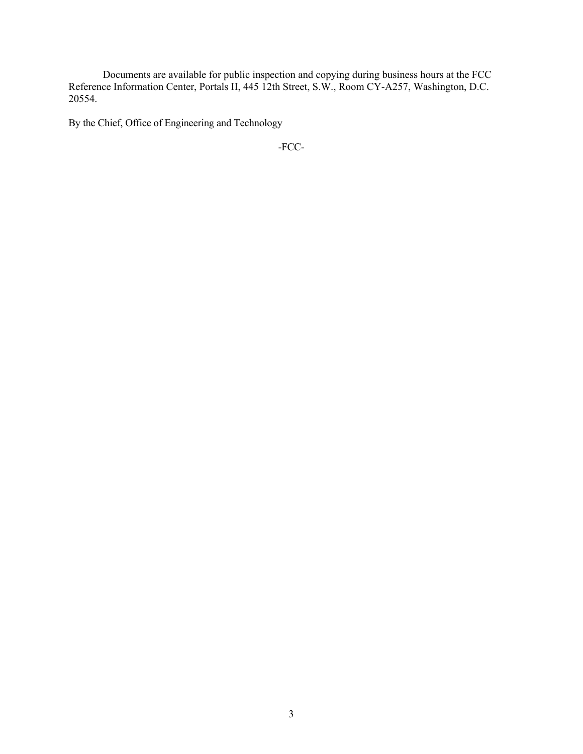Documents are available for public inspection and copying during business hours at the FCC Reference Information Center, Portals II, 445 12th Street, S.W., Room CY-A257, Washington, D.C. 20554.

By the Chief, Office of Engineering and Technology

-FCC-